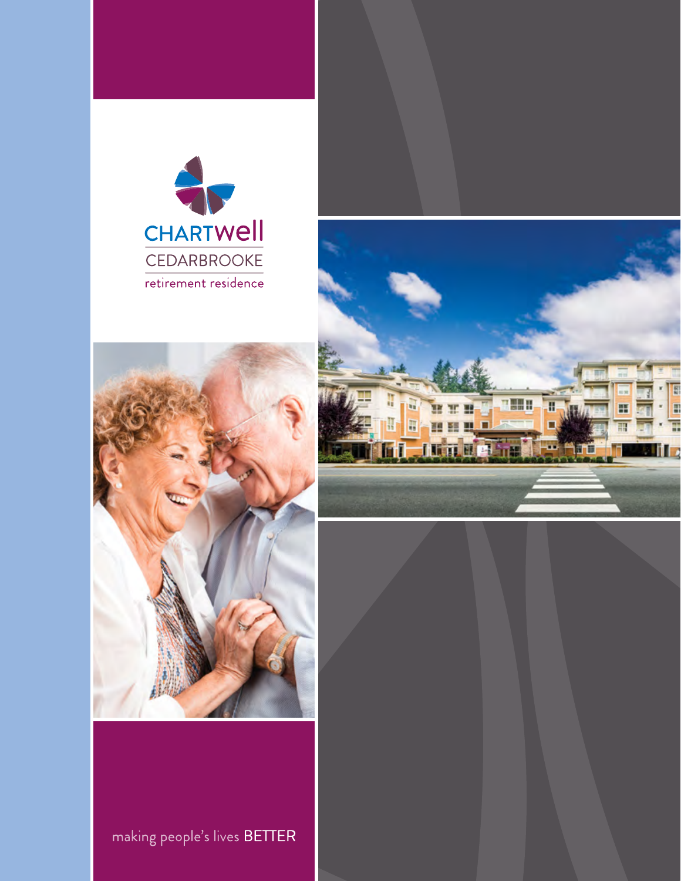# CHARTWELL

## CEDARBROOKE

retirement residence

making people's lives BETTER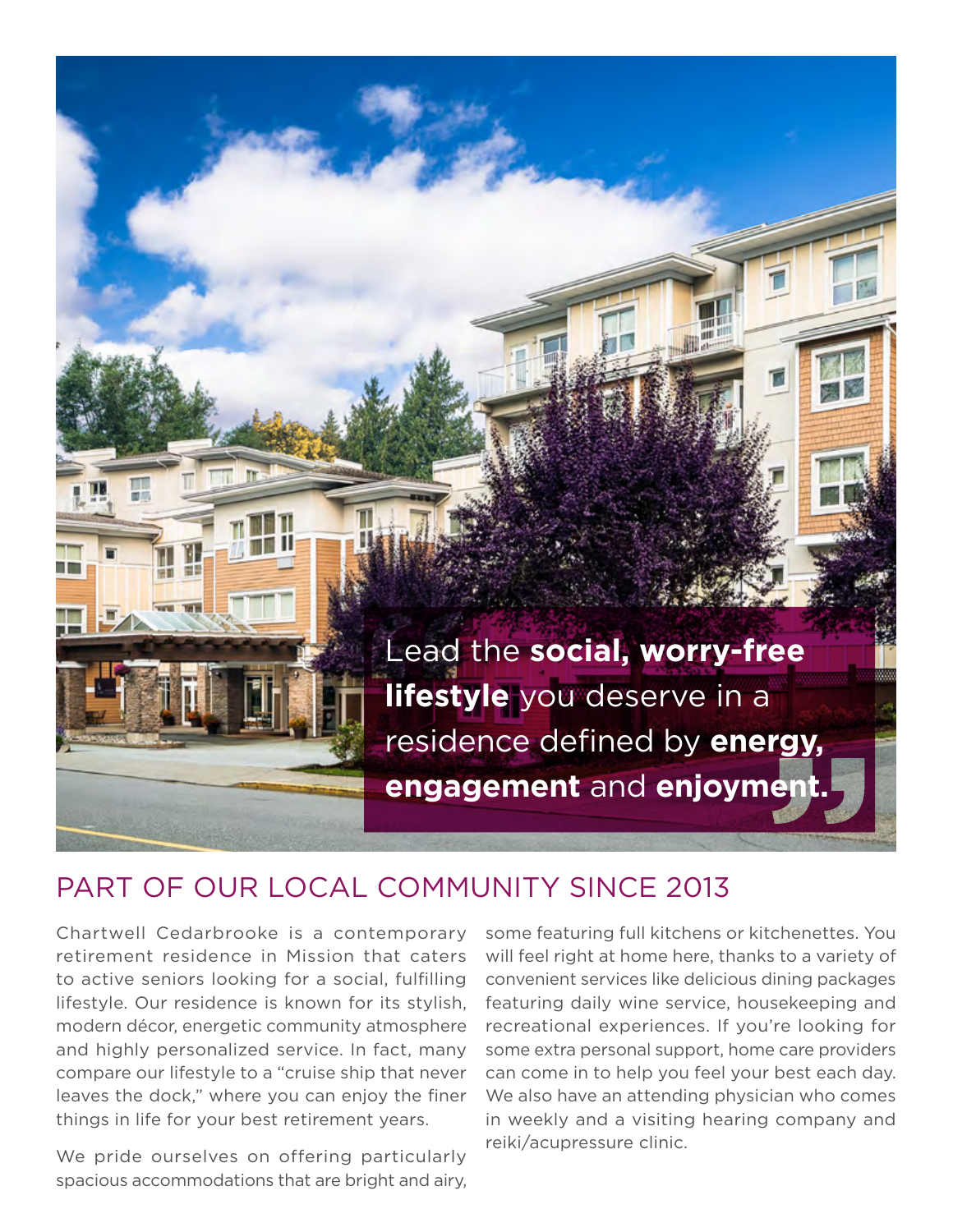Lead the **social, worry-free lifestyle** you deserve in a residence defined by **energy, engagement** and **enjoyment.**

## PART OF OUR LOCAL COMMUNITY SINCE 2013

Chartwell Cedarbrooke is a contemporary retirement residence in Mission that caters to active seniors looking for a social, fulfilling lifestyle. Our residence is known for its stylish, modern décor, energetic community atmosphere and highly personalized service. In fact, many compare our lifestyle to a "cruise ship that never leaves the dock," where you can enjoy the finer things in life for your best retirement years.

We pride ourselves on offering particularly spacious accommodations that are bright and airy, some featuring full kitchens or kitchenettes. You will feel right at home here, thanks to a variety of convenient services like delicious dining packages featuring daily wine service, housekeeping and recreational experiences. If you're looking for some extra personal support, home care providers can come in to help you feel your best each day. We also have an attending physician who comes in weekly and a visiting hearing company and reiki/acupressure clinic.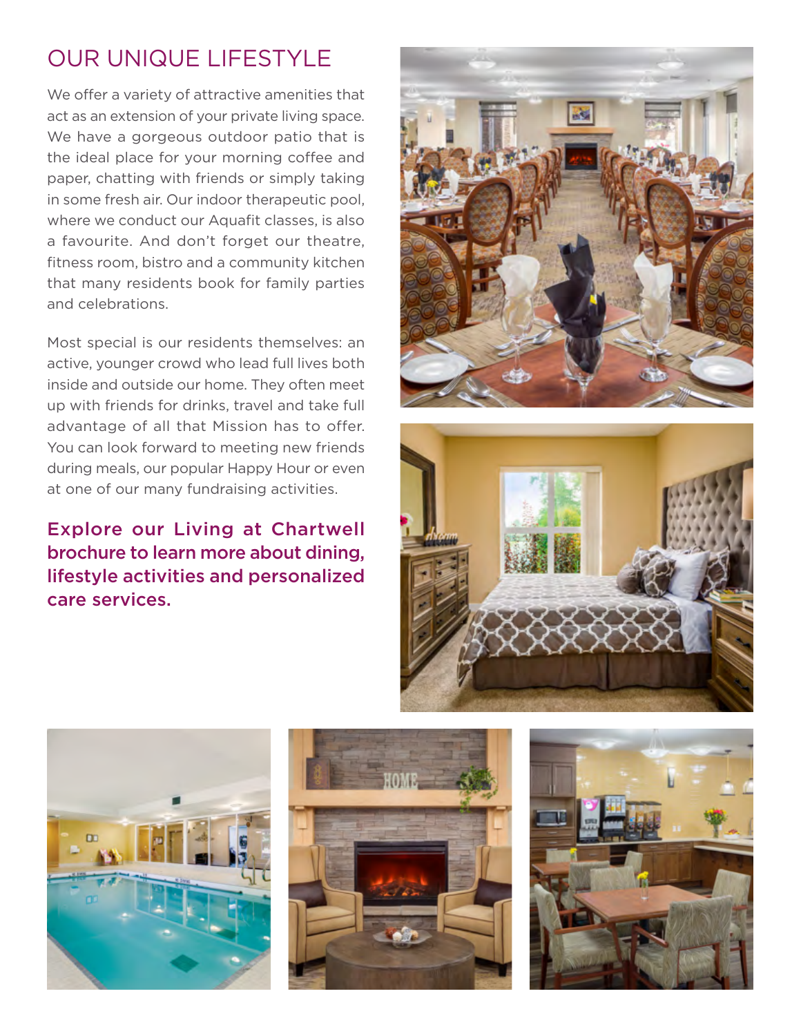# OUR UNIQUE LIFESTYLE

We offer a variety of attractive amenities that act as an extension of your private living space. We have a gorgeous outdoor patio that is the ideal place for your morning coffee and paper, chatting with friends or simply taking in some fresh air. Our indoor therapeutic pool, where we conduct our Aquafit classes, is also a favourite. And don't forget our theatre, fitness room, bistro and a community kitchen that many residents book for family parties and celebrations.

Most special is our residents themselves: an active, younger crowd who lead full lives both inside and outside our home. They often meet up with friends for drinks, travel and take full advantage of all that Mission has to offer. You can look forward to meeting new friends during meals, our popular Happy Hour or even at one of our many fundraising activities.

**Explore our Living at Chartwell brochure to learn more about dining, lifestyle activities and personalized care services.**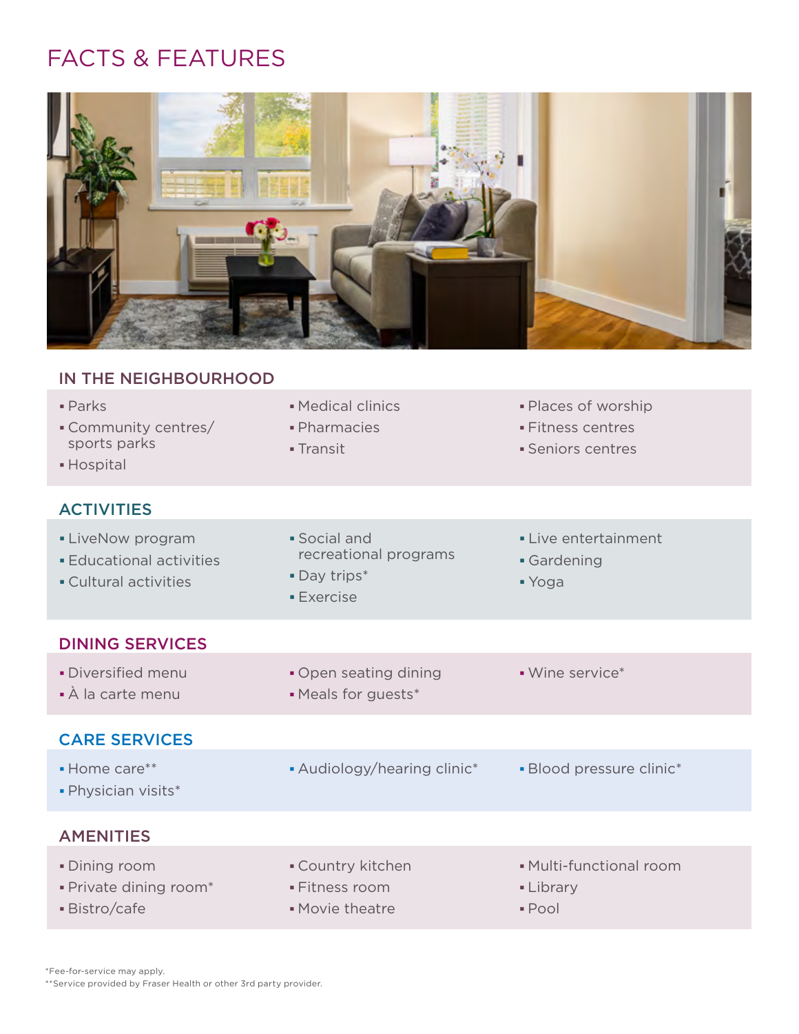# FACTS & FEATURES

## IN THE NEIGHBOURHOOD

- Parks
- Community centres/ sports parks
- Hospital
- Medical clinics
- Pharmacies
- Transit
- Places of worship
- Fitness centres
- Seniors centres

## ACTIVITIES

- LiveNow program
- Educational activities
- Cultural activities
- Social and recreational programs
- Day trips*
- Exercise
- Live entertainment
- Gardening
- Yoga

## DINING SERVICES

- Diversified menu
- À la carte menu
- Open seating dining
- Meals for guests*
- Wine service*

## CARE SERVICES

- Home care**
- Physician visits*
- Audiology/hearing clinic*
- Blood pressure clinic*

## AMENITIES

- Dining room
- Private dining room*
- Bistro/cafe
- Country kitchen
- Fitness room
- Movie theatre
- Multi-functional room
- Library
- Pool

*Fee-for-service may apply.
**Service provided by Fraser Health or other 3rd party provider.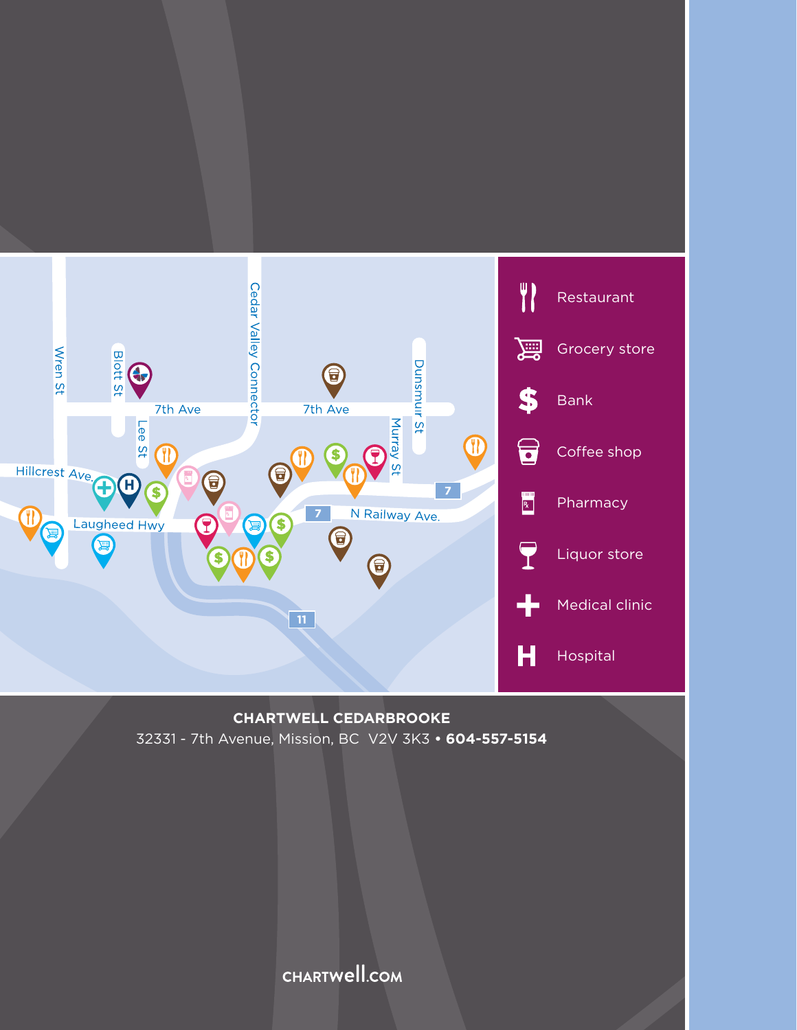Wren St

Blott St

Lee St

Cedar Valley Connector

Dunsmuir St

Murray St

7th Ave

7th Ave

Hillcrest Ave.

Laugheed Hwy

N Railway Ave.

7

7

11

Restaurant

Grocery store

Bank

Coffee shop

Pharmacy

Liquor store

Medical clinic

Hospital

**CHARTWELL CEDARBROOKE**

32331 - 7th Avenue, Mission, BC V2V 3K3 • **604-557-5154**

CHARTWELL.COM